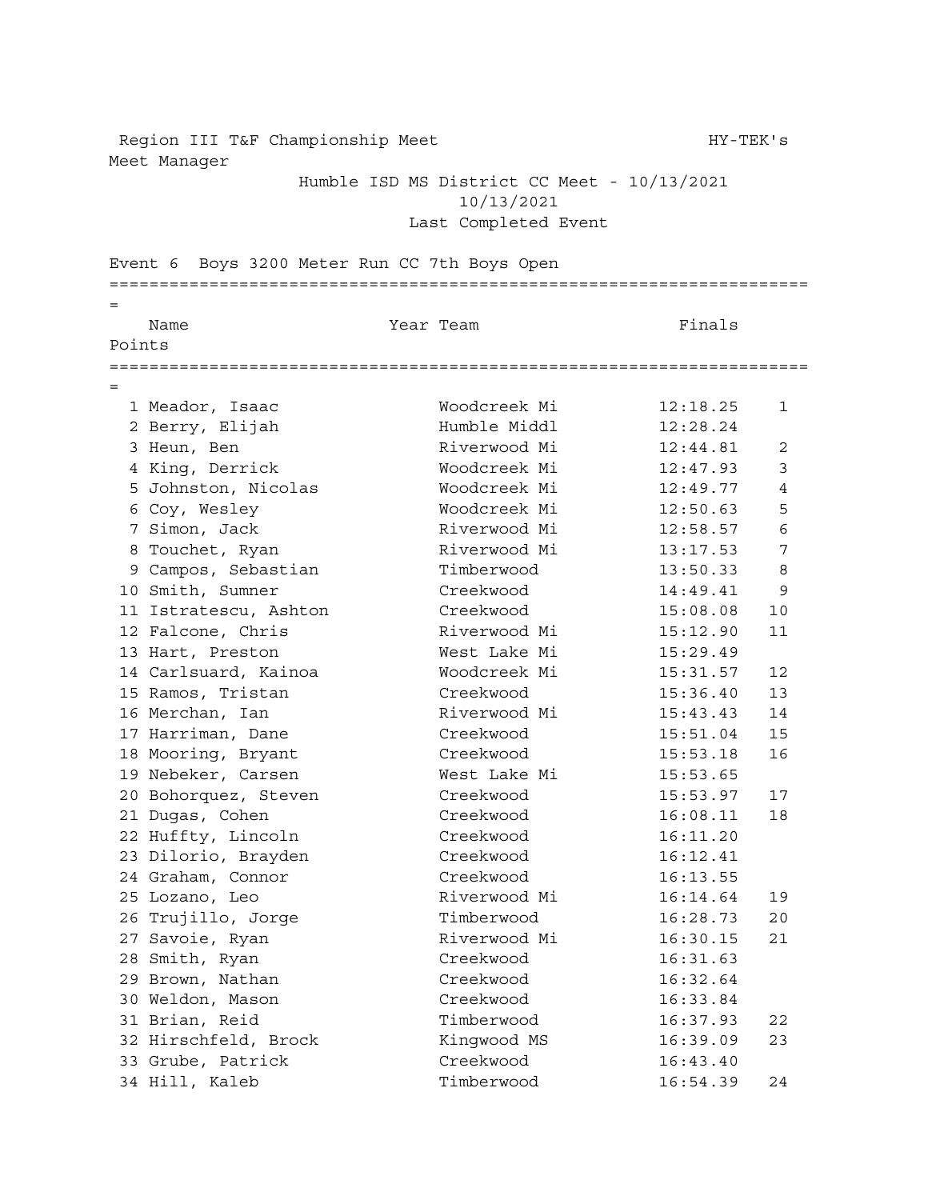Region III T&F Championship Meet — HY-TEK's Meet Manager

Humble ISD MS District CC Meet - 10/13/2021
10/13/2021
Last Completed Event

## Event 6 Boys 3200 Meter Run CC 7th Boys Open

| | Name | Year | Team | Finals | Points |
|---|---|---|---|---|---|
| 1 | Meador, Isaac | | Woodcreek Mi | 12:18.25 | 1 |
| 2 | Berry, Elijah | | Humble Middl | 12:28.24 | |
| 3 | Heun, Ben | | Riverwood Mi | 12:44.81 | 2 |
| 4 | King, Derrick | | Woodcreek Mi | 12:47.93 | 3 |
| 5 | Johnston, Nicolas | | Woodcreek Mi | 12:49.77 | 4 |
| 6 | Coy, Wesley | | Woodcreek Mi | 12:50.63 | 5 |
| 7 | Simon, Jack | | Riverwood Mi | 12:58.57 | 6 |
| 8 | Touchet, Ryan | | Riverwood Mi | 13:17.53 | 7 |
| 9 | Campos, Sebastian | | Timberwood | 13:50.33 | 8 |
| 10 | Smith, Sumner | | Creekwood | 14:49.41 | 9 |
| 11 | Istratescu, Ashton | | Creekwood | 15:08.08 | 10 |
| 12 | Falcone, Chris | | Riverwood Mi | 15:12.90 | 11 |
| 13 | Hart, Preston | | West Lake Mi | 15:29.49 | |
| 14 | Carlsuard, Kainoa | | Woodcreek Mi | 15:31.57 | 12 |
| 15 | Ramos, Tristan | | Creekwood | 15:36.40 | 13 |
| 16 | Merchan, Ian | | Riverwood Mi | 15:43.43 | 14 |
| 17 | Harriman, Dane | | Creekwood | 15:51.04 | 15 |
| 18 | Mooring, Bryant | | Creekwood | 15:53.18 | 16 |
| 19 | Nebeker, Carsen | | West Lake Mi | 15:53.65 | |
| 20 | Bohorquez, Steven | | Creekwood | 15:53.97 | 17 |
| 21 | Dugas, Cohen | | Creekwood | 16:08.11 | 18 |
| 22 | Huffty, Lincoln | | Creekwood | 16:11.20 | |
| 23 | Dilorio, Brayden | | Creekwood | 16:12.41 | |
| 24 | Graham, Connor | | Creekwood | 16:13.55 | |
| 25 | Lozano, Leo | | Riverwood Mi | 16:14.64 | 19 |
| 26 | Trujillo, Jorge | | Timberwood | 16:28.73 | 20 |
| 27 | Savoie, Ryan | | Riverwood Mi | 16:30.15 | 21 |
| 28 | Smith, Ryan | | Creekwood | 16:31.63 | |
| 29 | Brown, Nathan | | Creekwood | 16:32.64 | |
| 30 | Weldon, Mason | | Creekwood | 16:33.84 | |
| 31 | Brian, Reid | | Timberwood | 16:37.93 | 22 |
| 32 | Hirschfeld, Brock | | Kingwood MS | 16:39.09 | 23 |
| 33 | Grube, Patrick | | Creekwood | 16:43.40 | |
| 34 | Hill, Kaleb | | Timberwood | 16:54.39 | 24 |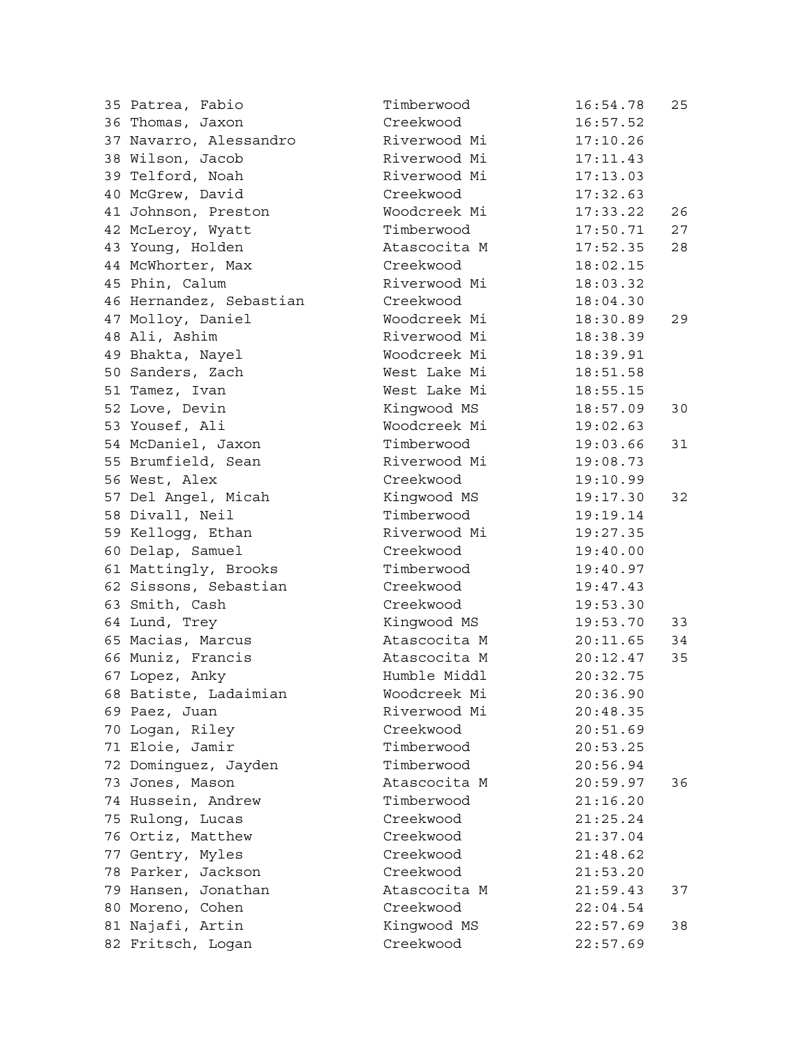| Place | Name | School | Time | Score |
|---|---|---|---|---|
| 35 | Patrea, Fabio | Timberwood | 16:54.78 | 25 |
| 36 | Thomas, Jaxon | Creekwood | 16:57.52 | |
| 37 | Navarro, Alessandro | Riverwood Mi | 17:10.26 | |
| 38 | Wilson, Jacob | Riverwood Mi | 17:11.43 | |
| 39 | Telford, Noah | Riverwood Mi | 17:13.03 | |
| 40 | McGrew, David | Creekwood | 17:32.63 | |
| 41 | Johnson, Preston | Woodcreek Mi | 17:33.22 | 26 |
| 42 | McLeroy, Wyatt | Timberwood | 17:50.71 | 27 |
| 43 | Young, Holden | Atascocita M | 17:52.35 | 28 |
| 44 | McWhorter, Max | Creekwood | 18:02.15 | |
| 45 | Phin, Calum | Riverwood Mi | 18:03.32 | |
| 46 | Hernandez, Sebastian | Creekwood | 18:04.30 | |
| 47 | Molloy, Daniel | Woodcreek Mi | 18:30.89 | 29 |
| 48 | Ali, Ashim | Riverwood Mi | 18:38.39 | |
| 49 | Bhakta, Nayel | Woodcreek Mi | 18:39.91 | |
| 50 | Sanders, Zach | West Lake Mi | 18:51.58 | |
| 51 | Tamez, Ivan | West Lake Mi | 18:55.15 | |
| 52 | Love, Devin | Kingwood MS | 18:57.09 | 30 |
| 53 | Yousef, Ali | Woodcreek Mi | 19:02.63 | |
| 54 | McDaniel, Jaxon | Timberwood | 19:03.66 | 31 |
| 55 | Brumfield, Sean | Riverwood Mi | 19:08.73 | |
| 56 | West, Alex | Creekwood | 19:10.99 | |
| 57 | Del Angel, Micah | Kingwood MS | 19:17.30 | 32 |
| 58 | Divall, Neil | Timberwood | 19:19.14 | |
| 59 | Kellogg, Ethan | Riverwood Mi | 19:27.35 | |
| 60 | Delap, Samuel | Creekwood | 19:40.00 | |
| 61 | Mattingly, Brooks | Timberwood | 19:40.97 | |
| 62 | Sissons, Sebastian | Creekwood | 19:47.43 | |
| 63 | Smith, Cash | Creekwood | 19:53.30 | |
| 64 | Lund, Trey | Kingwood MS | 19:53.70 | 33 |
| 65 | Macias, Marcus | Atascocita M | 20:11.65 | 34 |
| 66 | Muniz, Francis | Atascocita M | 20:12.47 | 35 |
| 67 | Lopez, Anky | Humble Middl | 20:32.75 | |
| 68 | Batiste, Ladaimian | Woodcreek Mi | 20:36.90 | |
| 69 | Paez, Juan | Riverwood Mi | 20:48.35 | |
| 70 | Logan, Riley | Creekwood | 20:51.69 | |
| 71 | Eloie, Jamir | Timberwood | 20:53.25 | |
| 72 | Dominguez, Jayden | Timberwood | 20:56.94 | |
| 73 | Jones, Mason | Atascocita M | 20:59.97 | 36 |
| 74 | Hussein, Andrew | Timberwood | 21:16.20 | |
| 75 | Rulong, Lucas | Creekwood | 21:25.24 | |
| 76 | Ortiz, Matthew | Creekwood | 21:37.04 | |
| 77 | Gentry, Myles | Creekwood | 21:48.62 | |
| 78 | Parker, Jackson | Creekwood | 21:53.20 | |
| 79 | Hansen, Jonathan | Atascocita M | 21:59.43 | 37 |
| 80 | Moreno, Cohen | Creekwood | 22:04.54 | |
| 81 | Najafi, Artin | Kingwood MS | 22:57.69 | 38 |
| 82 | Fritsch, Logan | Creekwood | 22:57.69 | |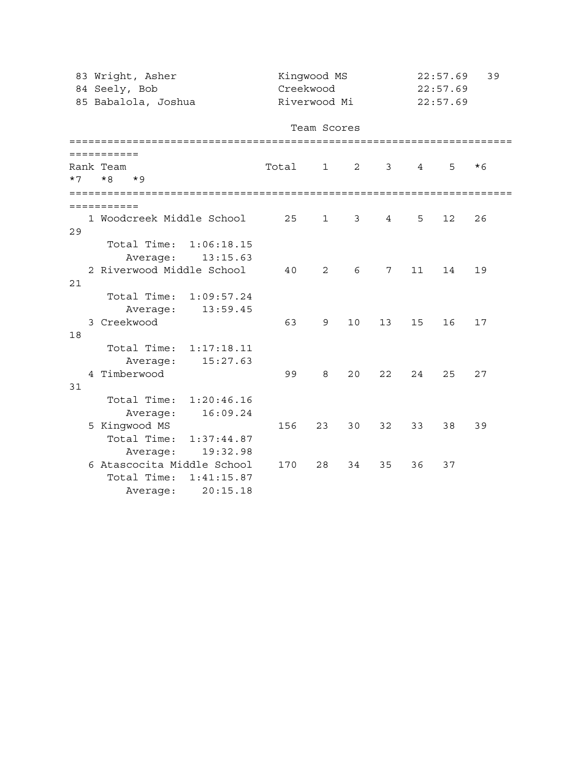| | | | | |
|---|---|---|---|---|
| 83 | Wright, Asher | Kingwood MS | 22:57.69 | 39 |
| 84 | Seely, Bob | Creekwood | 22:57.69 | |
| 85 | Babalola, Joshua | Riverwood Mi | 22:57.69 | |

## Team Scores

| Rank | Team | Total | 1 | 2 | 3 | 4 | 5 | *6 | *7 | *8 | *9 |
|---|---|---|---|---|---|---|---|---|---|---|---|
| 1 | Woodcreek Middle School | 25 | 1 | 3 | 4 | 5 | 12 | 26 | 29 | | |
| | Total Time: 1:06:18.15 | | | | | | | | | | |
| | Average: 13:15.63 | | | | | | | | | | |
| 2 | Riverwood Middle School | 40 | 2 | 6 | 7 | 11 | 14 | 19 | 21 | | |
| | Total Time: 1:09:57.24 | | | | | | | | | | |
| | Average: 13:59.45 | | | | | | | | | | |
| 3 | Creekwood | 63 | 9 | 10 | 13 | 15 | 16 | 17 | 18 | | |
| | Total Time: 1:17:18.11 | | | | | | | | | | |
| | Average: 15:27.63 | | | | | | | | | | |
| 4 | Timberwood | 99 | 8 | 20 | 22 | 24 | 25 | 27 | 31 | | |
| | Total Time: 1:20:46.16 | | | | | | | | | | |
| | Average: 16:09.24 | | | | | | | | | | |
| 5 | Kingwood MS | 156 | 23 | 30 | 32 | 33 | 38 | 39 | | | |
| | Total Time: 1:37:44.87 | | | | | | | | | | |
| | Average: 19:32.98 | | | | | | | | | | |
| 6 | Atascocita Middle School | 170 | 28 | 34 | 35 | 36 | 37 | | | | |
| | Total Time: 1:41:15.87 | | | | | | | | | | |
| | Average: 20:15.18 | | | | | | | | | | |